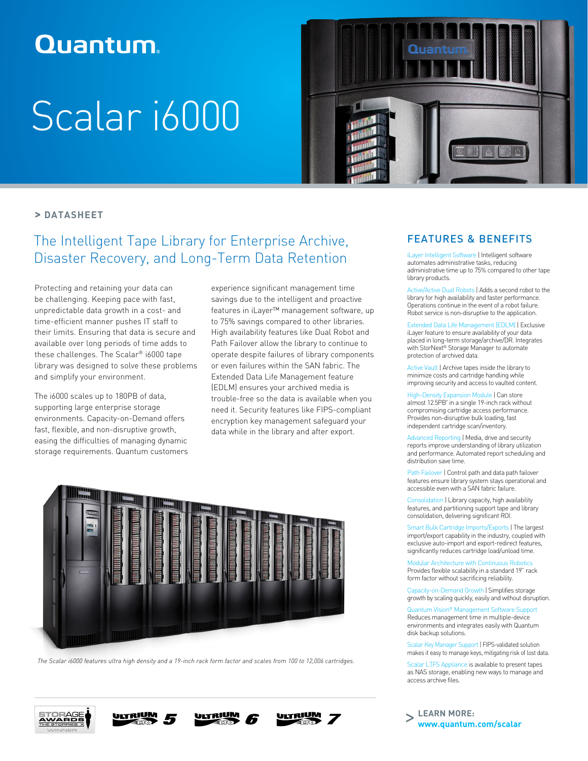# Quantum

# Scalar i6000

> DATASHEET

## The Intelligent Tape Library for Enterprise Archive, Disaster Recovery, and Long-Term Data Retention

Protecting and retaining your data can be challenging. Keeping pace with fast, unpredictable data growth in a cost- and time-efficient manner pushes IT staff to their limits. Ensuring that data is secure and available over long periods of time adds to these challenges. The Scalar® i6000 tape library was designed to solve these problems and simplify your environment.

The i6000 scales up to 180PB of data, supporting large enterprise storage environments. Capacity-on-Demand offers fast, flexible, and non-disruptive growth, easing the difficulties of managing dynamic storage requirements. Quantum customers experience significant management time savings due to the intelligent and proactive features in iLayer™ management software, up to 75% savings compared to other libraries. High availability features like Dual Robot and Path Failover allow the library to continue to operate despite failures of library components or even failures within the SAN fabric. The Extended Data Life Management feature (EDLM) ensures your archived media is trouble-free so the data is available when you need it. Security features like FIPS-compliant encryption key management safeguard your data while in the library and after export.

*The Scalar i6000 features ultra high density and a 19-inch rack form factor and scales from 100 to 12,006 cartridges.*

## FEATURES & BENEFITS

iLayer Intelligent Software | Intelligent software automates administrative tasks, reducing administrative time up to 75% compared to other tape library products.

Active/Active Dual Robots | Adds a second robot to the library for high availability and faster performance. Operations continue in the event of a robot failure. Robot service is non-disruptive to the application.

Extended Data Life Management (EDLM) | Exclusive iLayer feature to ensure availability of your data placed in long-term storage/archive/DR. Integrates with StorNext® Storage Manager to automate protection of archived data.

Active Vault | Archive tapes inside the library to minimize costs and cartridge handling while improving security and access to vaulted content.

High-Density Expansion Module | Can store almost 12.5PB* in a single 19-inch rack without compromising cartridge access performance. Provides non-disruptive bulk loading, fast independent cartridge scan/inventory.

Advanced Reporting | Media, drive and security reports improve understanding of library utilization and performance. Automated report scheduling and distribution save time.

Path Failover | Control path and data path failover features ensure library system stays operational and accessible even with a SAN fabric failure.

Consolidation | Library capacity, high availability features, and partitioning support tape and library consolidation, delivering significant ROI.

Smart Bulk Cartridge Imports/Exports | The largest import/export capability in the industry, coupled with exclusive auto-import and export-redirect features, significantly reduces cartridge load/unload time.

Modular Architecture with Continuous Robotics
Provides flexible scalability in a standard 19" rack form factor without sacrificing reliability.

Capacity-on-Demand Growth | Simplifies storage growth by scaling quickly, easily and without disruption.

Quantum Vision® Management Software Support
Reduces management time in multiple-device environments and integrates easily with Quantum disk backup solutions.

Scalar Key Manager Support | FIPS-validated solution makes it easy to manage keys, mitigating risk of lost data.

Scalar LTFS Appliance is available to present tapes as NAS storage, enabling new ways to manage and access archive files.

STORAGE AWARDS THE STORRIES X WINNER

ULTRIUM LTO 5 · ULTRIUM LTO 6 · ULTRIUM LTO 7

> **LEARN MORE:**
> **www.quantum.com/scalar**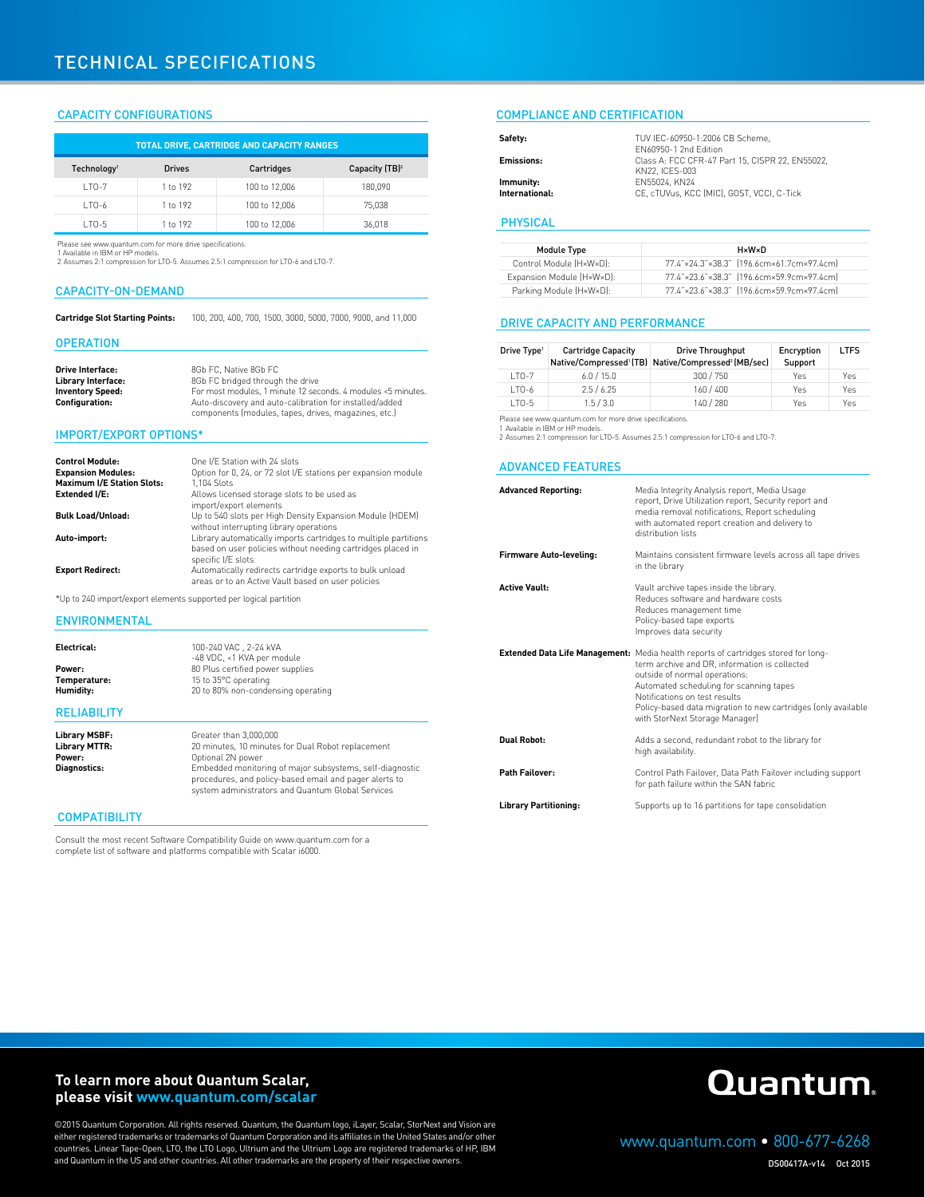# TECHNICAL SPECIFICATIONS

## CAPACITY CONFIGURATIONS

| TOTAL DRIVE, CARTRIDGE AND CAPACITY RANGES | | | |
|---|---|---|---|
| Technology[1] | Drives | Cartridges | Capacity (TB)[2] |
| LTO-7 | 1 to 192 | 100 to 12,006 | 180,090 |
| LTO-6 | 1 to 192 | 100 to 12,006 | 75,038 |
| LTO-5 | 1 to 192 | 100 to 12,006 | 36,018 |

Please see www.quantum.com for more drive specifications.
1 Available in IBM or HP models.
2 Assumes 2:1 compression for LTO-5. Assumes 2.5:1 compression for LTO-6 and LTO-7.

## CAPACITY-ON-DEMAND

**Cartridge Slot Starting Points:** 100, 200, 400, 700, 1500, 3000, 5000, 7000, 9000, and 11,000

## OPERATION

**Drive Interface:** 8Gb FC, Native 8Gb FC
**Library Interface:** 8Gb FC bridged through the drive
**Inventory Speed:** For most modules, 1 minute 12 seconds. 4 modules <5 minutes.
**Configuration:** Auto-discovery and auto-calibration for installed/added components (modules, tapes, drives, magazines, etc.)

## IMPORT/EXPORT OPTIONS*

**Control Module:** One I/E Station with 24 slots
**Expansion Modules:** Option for 0, 24, or 72 slot I/E stations per expansion module
**Maximum I/E Station Slots:** 1,104 Slots
**Extended I/E:** Allows licensed storage slots to be used as import/export elements
**Bulk Load/Unload:** Up to 540 slots per High Density Expansion Module (HDEM) without interrupting library operations
**Auto-import:** Library automatically imports cartridges to multiple partitions based on user policies without needing cartridges placed in specific I/E slots
**Export Redirect:** Automatically redirects cartridge exports to bulk unload areas or to an Active Vault based on user policies

*Up to 240 import/export elements supported per logical partition

## ENVIRONMENTAL

**Electrical:** 100-240 VAC , 2-24 kVA
-48 VDC, <1 KVA per module
**Power:** 80 Plus certified power supplies
**Temperature:** 15 to 35°C operating
**Humidity:** 20 to 80% non-condensing operating

## RELIABILITY

**Library MSBF:** Greater than 3,000,000
**Library MTTR:** 20 minutes, 10 minutes for Dual Robot replacement
**Power:** Optional 2N power
**Diagnostics:** Embedded monitoring of major subsystems, self-diagnostic procedures, and policy-based email and pager alerts to system administrators and Quantum Global Services

## COMPATIBILITY

Consult the most recent Software Compatibility Guide on www.quantum.com for a complete list of software and platforms compatible with Scalar i6000.

## COMPLIANCE AND CERTIFICATION

**Safety:** TUV IEC-60950-1:2006 CB Scheme, EN60950-1 2nd Edition
**Emissions:** Class A: FCC CFR-47 Part 15, CISPR 22, EN55022, KN22, ICES-003
**Immunity:** EN55024, KN24
**International:** CE, cTUVus, KCC (MIC), GOST, VCCI, C-Tick

## PHYSICAL

| Module Type | H×W×D |
|---|---|
| Control Module (H×W×D): | 77.4"×24.3"×38.3" (196.6cm×61.7cm×97.4cm) |
| Expansion Module (H×W×D): | 77.4"×23.6"×38.3" (196.6cm×59.9cm×97.4cm) |
| Parking Module (H×W×D): | 77.4"×23.6"×38.3" (196.6cm×59.9cm×97.4cm) |

## DRIVE CAPACITY AND PERFORMANCE

| Drive Type[1] | Cartridge Capacity Native/Compressed[1] (TB) | Drive Throughput Native/Compressed[2] (MB/sec) | Encryption Support | LTFS |
|---|---|---|---|---|
| LTO-7 | 6.0 / 15.0 | 300 / 750 | Yes | Yes |
| LTO-6 | 2.5 / 6.25 | 160 / 400 | Yes | Yes |
| LTO-5 | 1.5 / 3.0 | 140 / 280 | Yes | Yes |

Please see www.quantum.com for more drive specifications.
1 Available in IBM or HP models.
2 Assumes 2:1 compression for LTO-5. Assumes 2.5:1 compression for LTO-6 and LTO-7.

## ADVANCED FEATURES

**Advanced Reporting:** Media Integrity Analysis report, Media Usage report, Drive Utilization report, Security report and media removal notifications, Report scheduling with automated report creation and delivery to distribution lists

**Firmware Auto-leveling:** Maintains consistent firmware levels across all tape drives in the library

**Active Vault:** Vault archive tapes inside the library.
Reduces software and hardware costs
Reduces management time
Policy-based tape exports
Improves data security

**Extended Data Life Management:** Media health reports of cartridges stored for long-term archive and DR, information is collected outside of normal operations:
Automated scheduling for scanning tapes
Notifications on test results
Policy-based data migration to new cartridges (only available with StorNext Storage Manager)

**Dual Robot:** Adds a second, redundant robot to the library for high availability.

**Path Failover:** Control Path Failover, Data Path Failover including support for path failure within the SAN fabric

**Library Partitioning:** Supports up to 16 partitions for tape consolidation

**To learn more about Quantum Scalar, please visit www.quantum.com/scalar**

©2015 Quantum Corporation. All rights reserved. Quantum, the Quantum logo, iLayer, Scalar, StorNext and Vision are either registered trademarks or trademarks of Quantum Corporation and its affiliates in the United States and/or other countries. Linear Tape-Open, LTO, the LTO Logo, Ultrium and the Ultrium Logo are registered trademarks of HP, IBM and Quantum in the US and other countries. All other trademarks are the property of their respective owners.

Quantum.

www.quantum.com • 800-677-6268

DS00417A-v14 Oct 2015